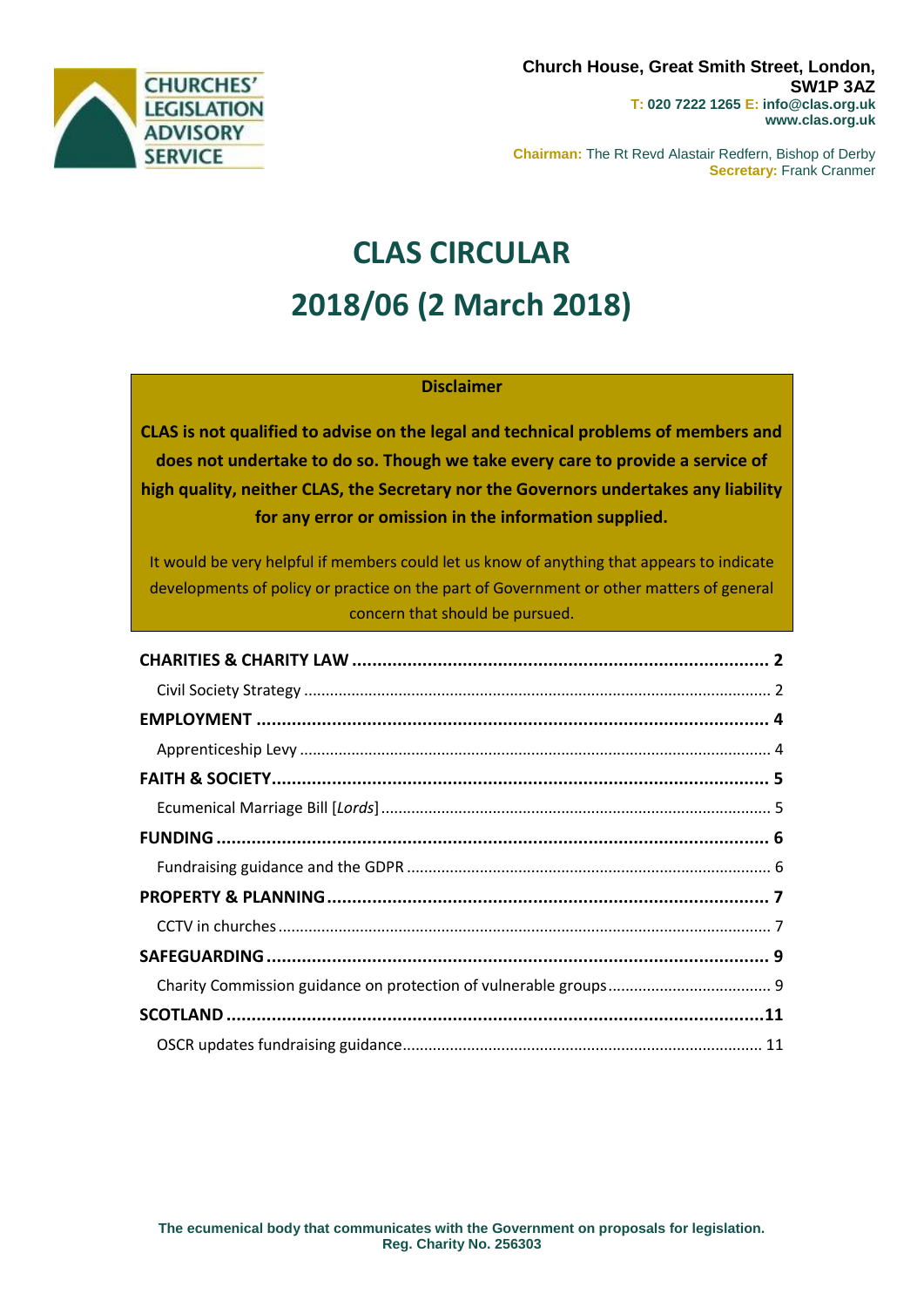CHURCHES' LEGISLATION ADVISORY SERVICE

**Church House, Great Smith Street, London, SW1P 3AZ**
**T: 020 7222 1265 E: info@clas.org.uk**
**www.clas.org.uk**

**Chairman:** The Rt Revd Alastair Redfern, Bishop of Derby
**Secretary:** Frank Cranmer

# CLAS CIRCULAR
# 2018/06 (2 March 2018)

**Disclaimer**

**CLAS is not qualified to advise on the legal and technical problems of members and does not undertake to do so. Though we take every care to provide a service of high quality, neither CLAS, the Secretary nor the Governors undertakes any liability for any error or omission in the information supplied.**

It would be very helpful if members could let us know of anything that appears to indicate developments of policy or practice on the part of Government or other matters of general concern that should be pursued.

**CHARITIES & CHARITY LAW** ... **2**
- Civil Society Strategy ... 2

**EMPLOYMENT** ... **4**
- Apprenticeship Levy ... 4

**FAITH & SOCIETY** ... **5**
- Ecumenical Marriage Bill [*Lords*] ... 5

**FUNDING** ... **6**
- Fundraising guidance and the GDPR ... 6

**PROPERTY & PLANNING** ... **7**
- CCTV in churches ... 7

**SAFEGUARDING** ... **9**
- Charity Commission guidance on protection of vulnerable groups ... 9

**SCOTLAND** ... **11**
- OSCR updates fundraising guidance ... 11

**The ecumenical body that communicates with the Government on proposals for legislation.**
**Reg. Charity No. 256303**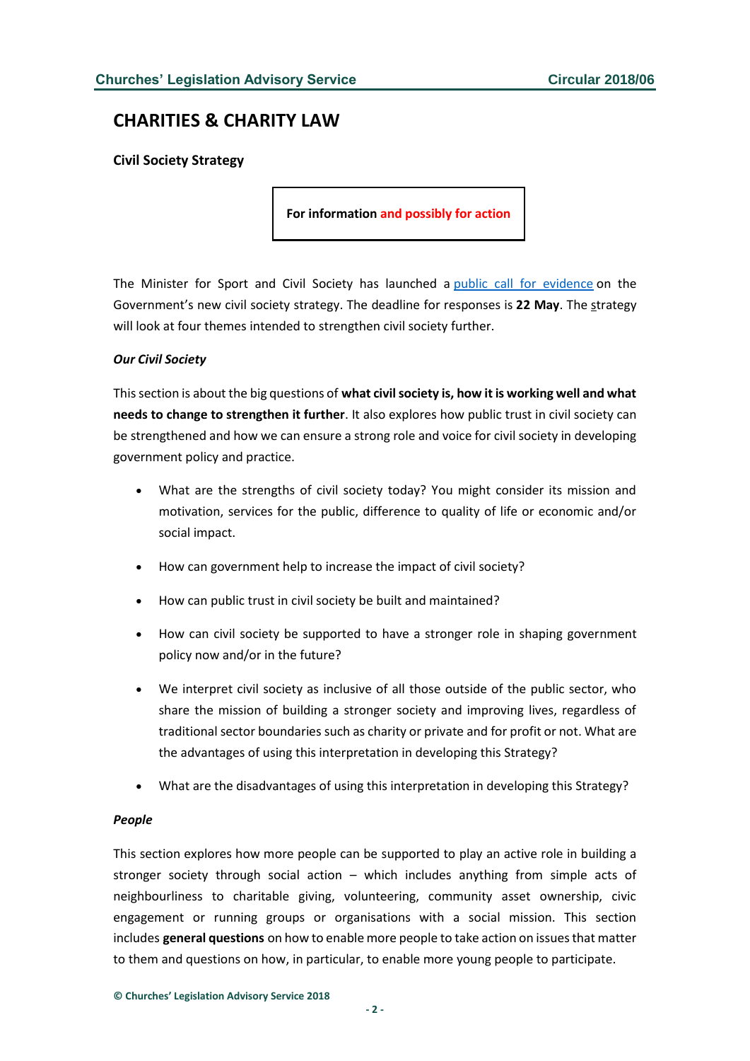# CHARITIES & CHARITY LAW

## Civil Society Strategy

**For information and possibly for action**

The Minister for Sport and Civil Society has launched a [public call for evidence](#) on the Government's new civil society strategy. The deadline for responses is **22 May**. The strategy will look at four themes intended to strengthen civil society further.

### *Our Civil Society*

This section is about the big questions of **what civil society is, how it is working well and what needs to change to strengthen it further**. It also explores how public trust in civil society can be strengthened and how we can ensure a strong role and voice for civil society in developing government policy and practice.

- What are the strengths of civil society today? You might consider its mission and motivation, services for the public, difference to quality of life or economic and/or social impact.
- How can government help to increase the impact of civil society?
- How can public trust in civil society be built and maintained?
- How can civil society be supported to have a stronger role in shaping government policy now and/or in the future?
- We interpret civil society as inclusive of all those outside of the public sector, who share the mission of building a stronger society and improving lives, regardless of traditional sector boundaries such as charity or private and for profit or not. What are the advantages of using this interpretation in developing this Strategy?
- What are the disadvantages of using this interpretation in developing this Strategy?

### *People*

This section explores how more people can be supported to play an active role in building a stronger society through social action – which includes anything from simple acts of neighbourliness to charitable giving, volunteering, community asset ownership, civic engagement or running groups or organisations with a social mission. This section includes **general questions** on how to enable more people to take action on issues that matter to them and questions on how, in particular, to enable more young people to participate.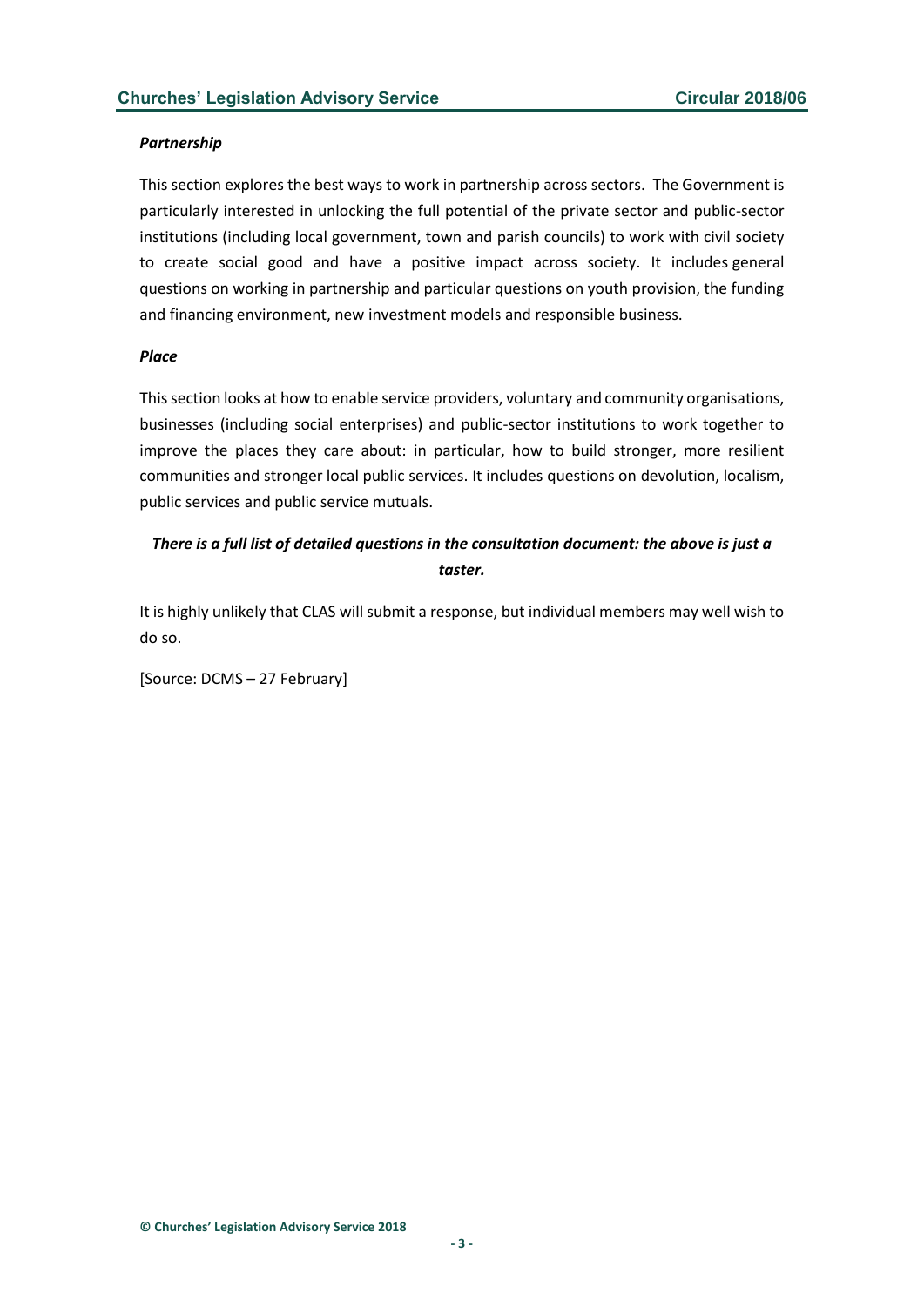*Partnership*

This section explores the best ways to work in partnership across sectors. The Government is particularly interested in unlocking the full potential of the private sector and public-sector institutions (including local government, town and parish councils) to work with civil society to create social good and have a positive impact across society. It includes general questions on working in partnership and particular questions on youth provision, the funding and financing environment, new investment models and responsible business.

*Place*

This section looks at how to enable service providers, voluntary and community organisations, businesses (including social enterprises) and public-sector institutions to work together to improve the places they care about: in particular, how to build stronger, more resilient communities and stronger local public services. It includes questions on devolution, localism, public services and public service mutuals.

***There is a full list of detailed questions in the consultation document: the above is just a taster.***

It is highly unlikely that CLAS will submit a response, but individual members may well wish to do so.

[Source: DCMS – 27 February]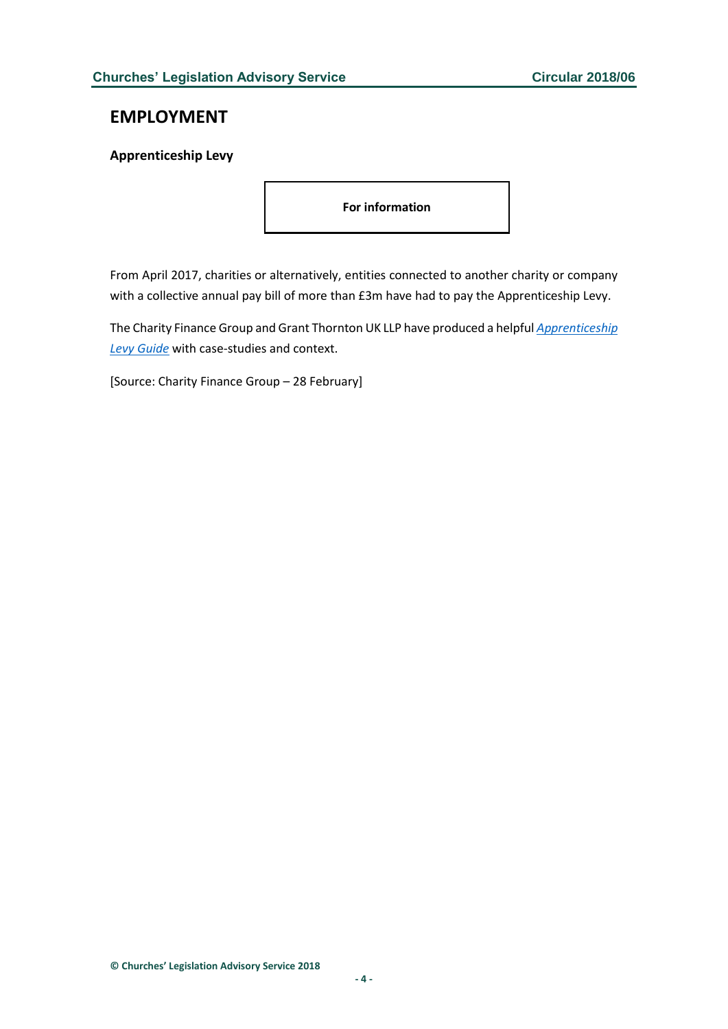# EMPLOYMENT

## Apprenticeship Levy

**For information**

From April 2017, charities or alternatively, entities connected to another charity or company with a collective annual pay bill of more than £3m have had to pay the Apprenticeship Levy.

The Charity Finance Group and Grant Thornton UK LLP have produced a helpful *Apprenticeship Levy Guide* with case-studies and context.

[Source: Charity Finance Group – 28 February]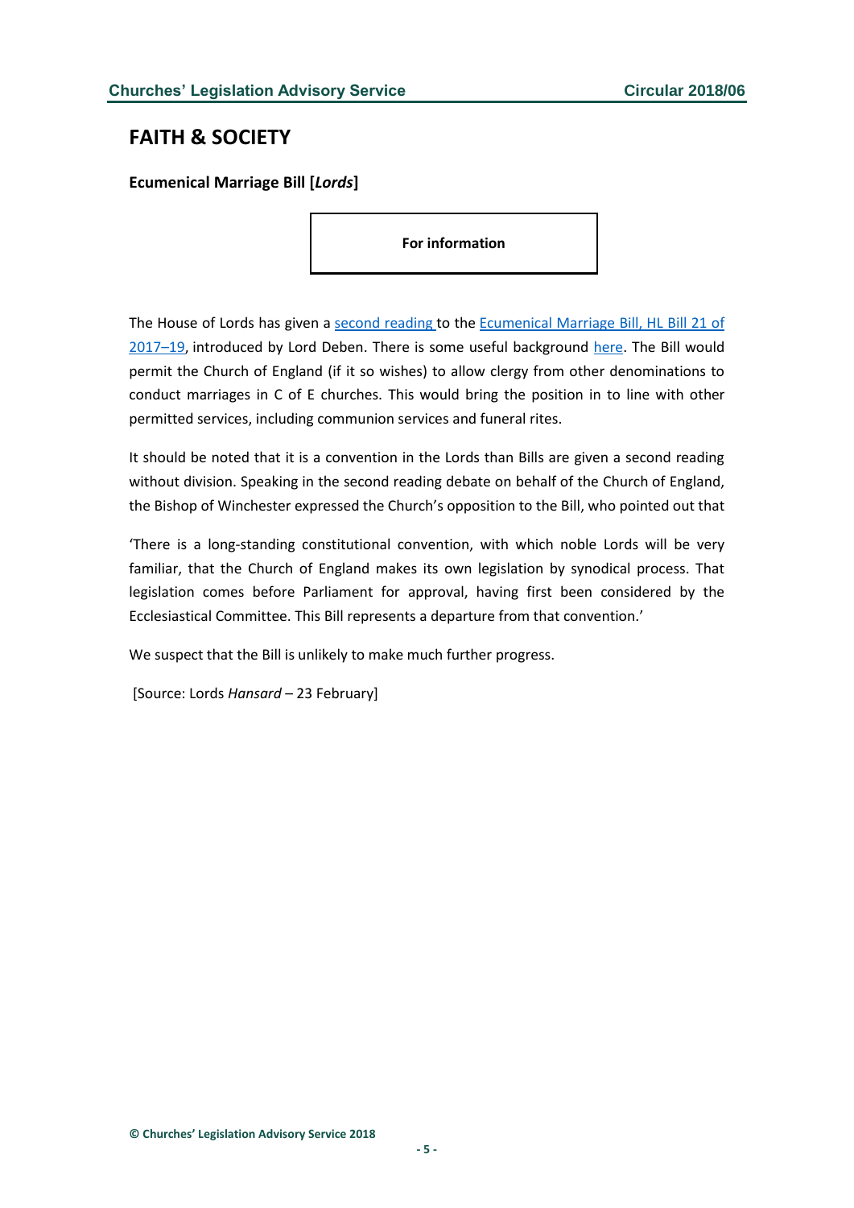## FAITH & SOCIETY

**Ecumenical Marriage Bill [*Lords*]**

**For information**

The House of Lords has given a second reading to the Ecumenical Marriage Bill, HL Bill 21 of 2017–19, introduced by Lord Deben. There is some useful background here. The Bill would permit the Church of England (if it so wishes) to allow clergy from other denominations to conduct marriages in C of E churches. This would bring the position in to line with other permitted services, including communion services and funeral rites.

It should be noted that it is a convention in the Lords than Bills are given a second reading without division. Speaking in the second reading debate on behalf of the Church of England, the Bishop of Winchester expressed the Church's opposition to the Bill, who pointed out that

'There is a long-standing constitutional convention, with which noble Lords will be very familiar, that the Church of England makes its own legislation by synodical process. That legislation comes before Parliament for approval, having first been considered by the Ecclesiastical Committee. This Bill represents a departure from that convention.'

We suspect that the Bill is unlikely to make much further progress.

[Source: Lords *Hansard* – 23 February]

**© Churches' Legislation Advisory Service 2018**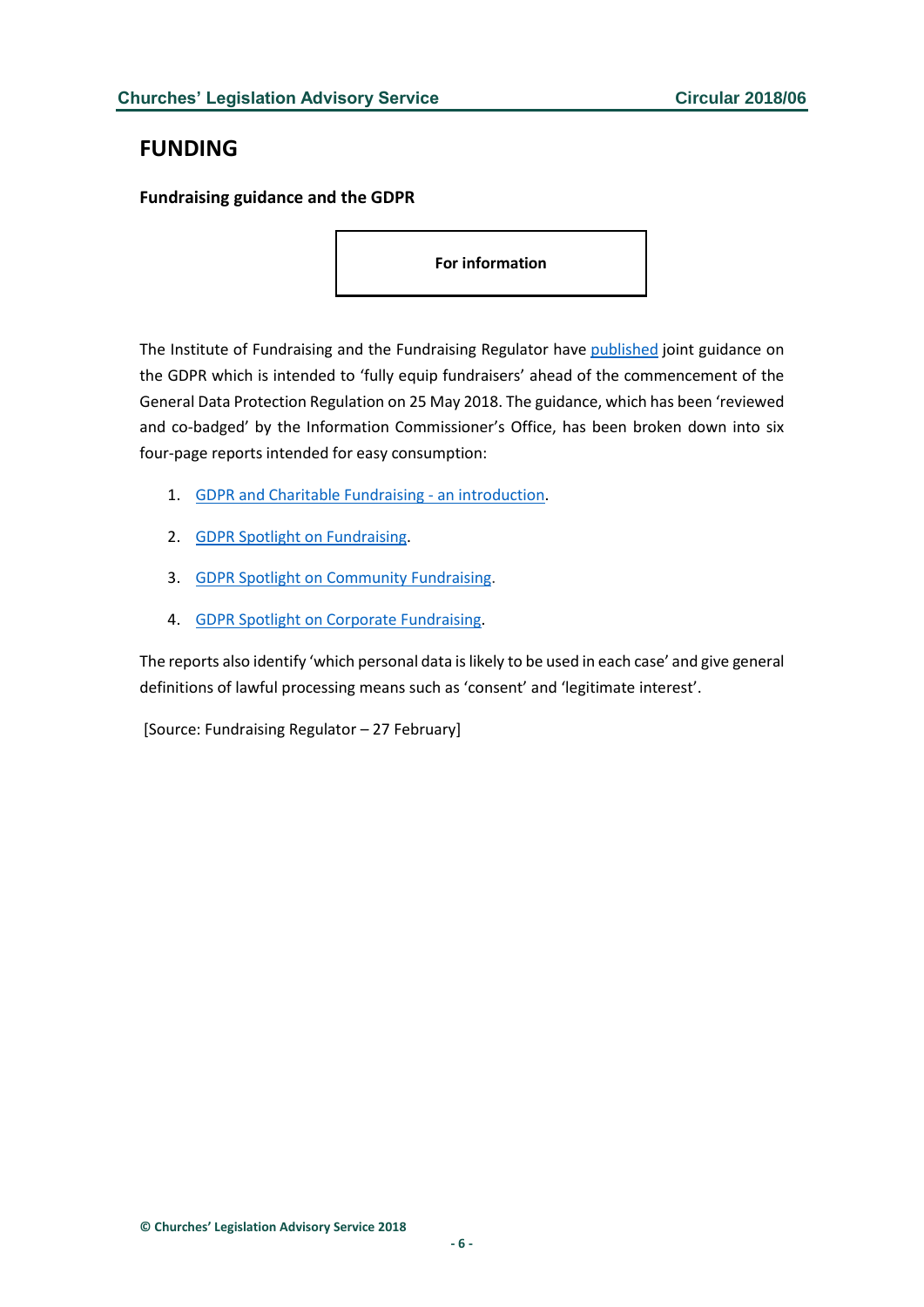# FUNDING

### Fundraising guidance and the GDPR

**For information**

The Institute of Fundraising and the Fundraising Regulator have published joint guidance on the GDPR which is intended to 'fully equip fundraisers' ahead of the commencement of the General Data Protection Regulation on 25 May 2018. The guidance, which has been 'reviewed and co-badged' by the Information Commissioner's Office, has been broken down into six four-page reports intended for easy consumption:

1. GDPR and Charitable Fundraising - an introduction.
2. GDPR Spotlight on Fundraising.
3. GDPR Spotlight on Community Fundraising.
4. GDPR Spotlight on Corporate Fundraising.

The reports also identify 'which personal data is likely to be used in each case' and give general definitions of lawful processing means such as 'consent' and 'legitimate interest'.

[Source: Fundraising Regulator – 27 February]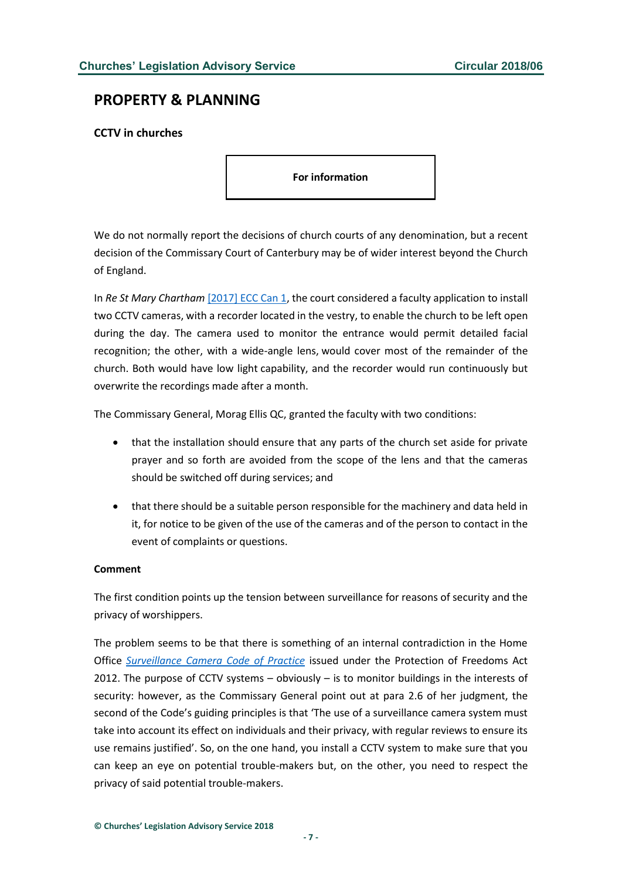## PROPERTY & PLANNING

### CCTV in churches

**For information**

We do not normally report the decisions of church courts of any denomination, but a recent decision of the Commissary Court of Canterbury may be of wider interest beyond the Church of England.

In *Re St Mary Chartham* [2017] ECC Can 1, the court considered a faculty application to install two CCTV cameras, with a recorder located in the vestry, to enable the church to be left open during the day. The camera used to monitor the entrance would permit detailed facial recognition; the other, with a wide-angle lens, would cover most of the remainder of the church. Both would have low light capability, and the recorder would run continuously but overwrite the recordings made after a month.

The Commissary General, Morag Ellis QC, granted the faculty with two conditions:

- that the installation should ensure that any parts of the church set aside for private prayer and so forth are avoided from the scope of the lens and that the cameras should be switched off during services; and
- that there should be a suitable person responsible for the machinery and data held in it, for notice to be given of the use of the cameras and of the person to contact in the event of complaints or questions.

**Comment**

The first condition points up the tension between surveillance for reasons of security and the privacy of worshippers.

The problem seems to be that there is something of an internal contradiction in the Home Office *Surveillance Camera Code of Practice* issued under the Protection of Freedoms Act 2012. The purpose of CCTV systems – obviously – is to monitor buildings in the interests of security: however, as the Commissary General point out at para 2.6 of her judgment, the second of the Code's guiding principles is that 'The use of a surveillance camera system must take into account its effect on individuals and their privacy, with regular reviews to ensure its use remains justified'. So, on the one hand, you install a CCTV system to make sure that you can keep an eye on potential trouble-makers but, on the other, you need to respect the privacy of said potential trouble-makers.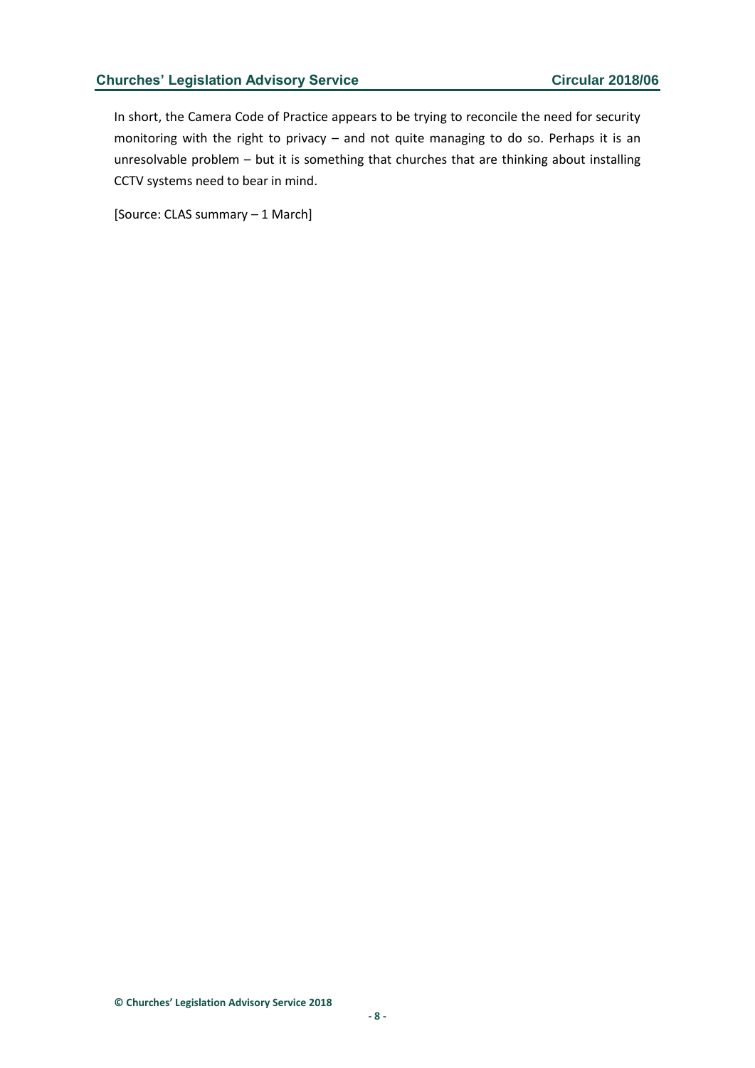In short, the Camera Code of Practice appears to be trying to reconcile the need for security monitoring with the right to privacy – and not quite managing to do so. Perhaps it is an unresolvable problem – but it is something that churches that are thinking about installing CCTV systems need to bear in mind.

[Source: CLAS summary – 1 March]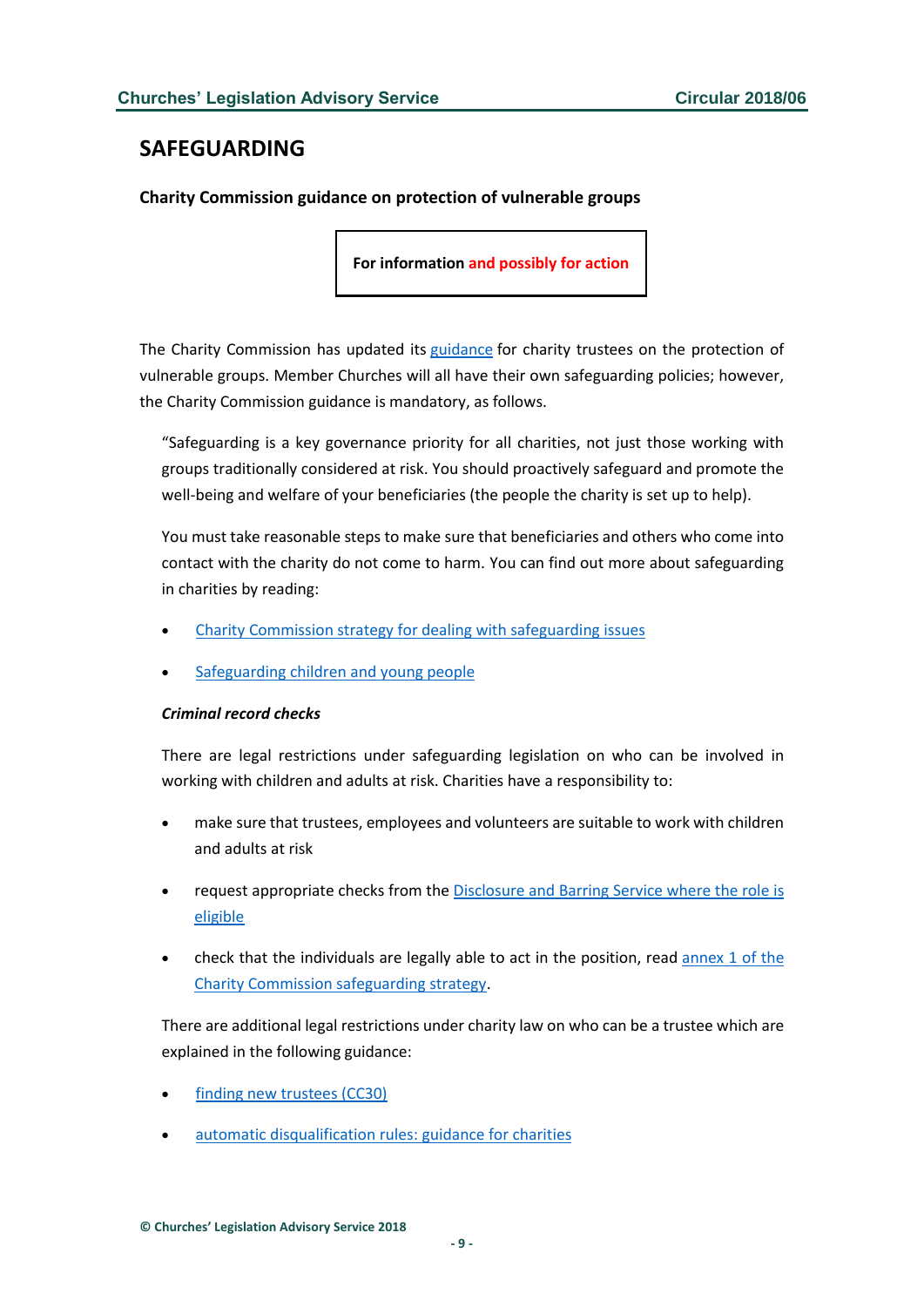## SAFEGUARDING

### Charity Commission guidance on protection of vulnerable groups

**For information and possibly for action**

The Charity Commission has updated its guidance for charity trustees on the protection of vulnerable groups. Member Churches will all have their own safeguarding policies; however, the Charity Commission guidance is mandatory, as follows.

> "Safeguarding is a key governance priority for all charities, not just those working with groups traditionally considered at risk. You should proactively safeguard and promote the well-being and welfare of your beneficiaries (the people the charity is set up to help).
>
> You must take reasonable steps to make sure that beneficiaries and others who come into contact with the charity do not come to harm. You can find out more about safeguarding in charities by reading:
>
> - Charity Commission strategy for dealing with safeguarding issues
> - Safeguarding children and young people
>
> ***Criminal record checks***
>
> There are legal restrictions under safeguarding legislation on who can be involved in working with children and adults at risk. Charities have a responsibility to:
>
> - make sure that trustees, employees and volunteers are suitable to work with children and adults at risk
> - request appropriate checks from the Disclosure and Barring Service where the role is eligible
> - check that the individuals are legally able to act in the position, read annex 1 of the Charity Commission safeguarding strategy.
>
> There are additional legal restrictions under charity law on who can be a trustee which are explained in the following guidance:
>
> - finding new trustees (CC30)
> - automatic disqualification rules: guidance for charities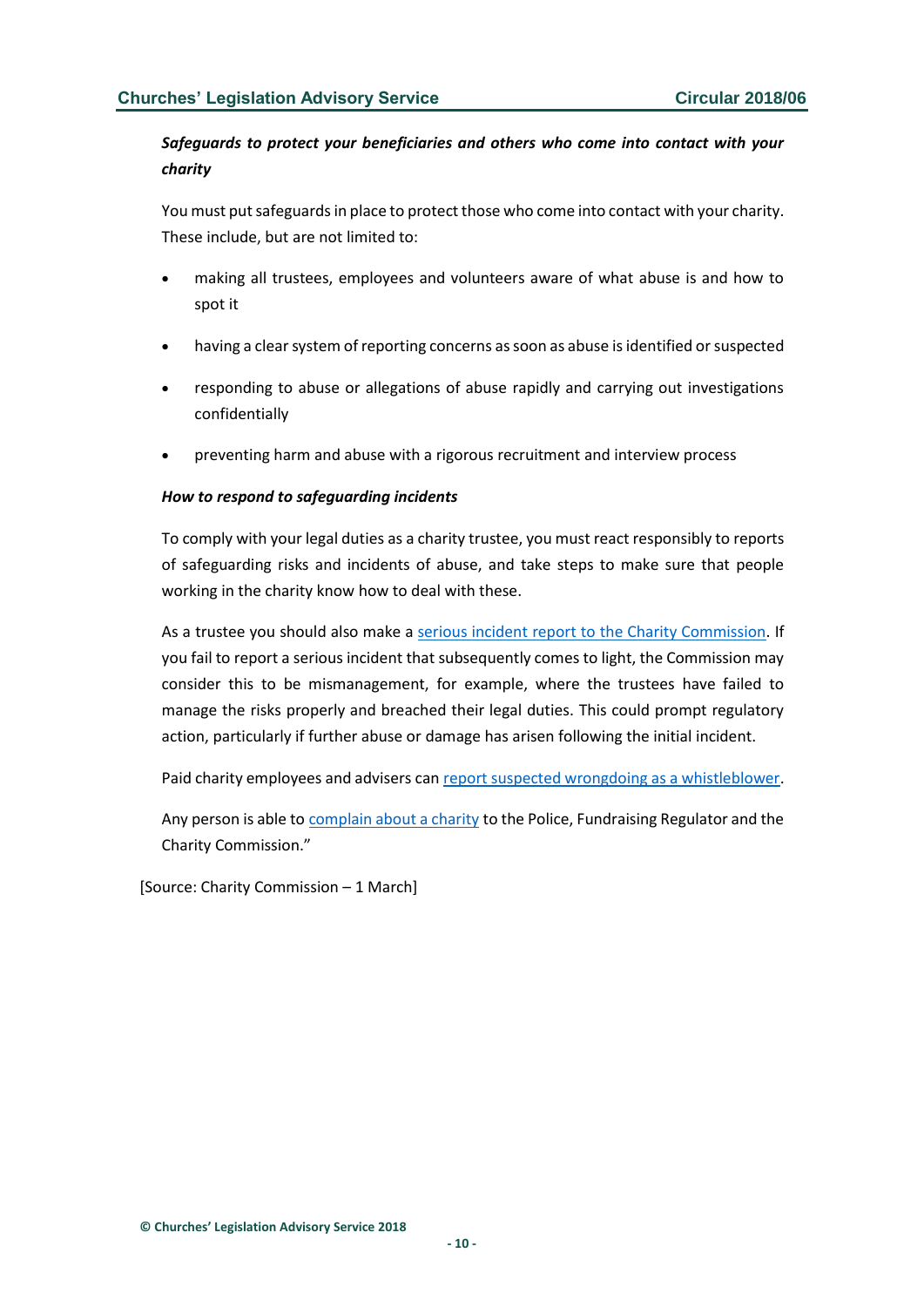***Safeguards to protect your beneficiaries and others who come into contact with your charity***

You must put safeguards in place to protect those who come into contact with your charity. These include, but are not limited to:

- making all trustees, employees and volunteers aware of what abuse is and how to spot it
- having a clear system of reporting concerns as soon as abuse is identified or suspected
- responding to abuse or allegations of abuse rapidly and carrying out investigations confidentially
- preventing harm and abuse with a rigorous recruitment and interview process

***How to respond to safeguarding incidents***

To comply with your legal duties as a charity trustee, you must react responsibly to reports of safeguarding risks and incidents of abuse, and take steps to make sure that people working in the charity know how to deal with these.

As a trustee you should also make a serious incident report to the Charity Commission. If you fail to report a serious incident that subsequently comes to light, the Commission may consider this to be mismanagement, for example, where the trustees have failed to manage the risks properly and breached their legal duties. This could prompt regulatory action, particularly if further abuse or damage has arisen following the initial incident.

Paid charity employees and advisers can report suspected wrongdoing as a whistleblower.

Any person is able to complain about a charity to the Police, Fundraising Regulator and the Charity Commission."

[Source: Charity Commission – 1 March]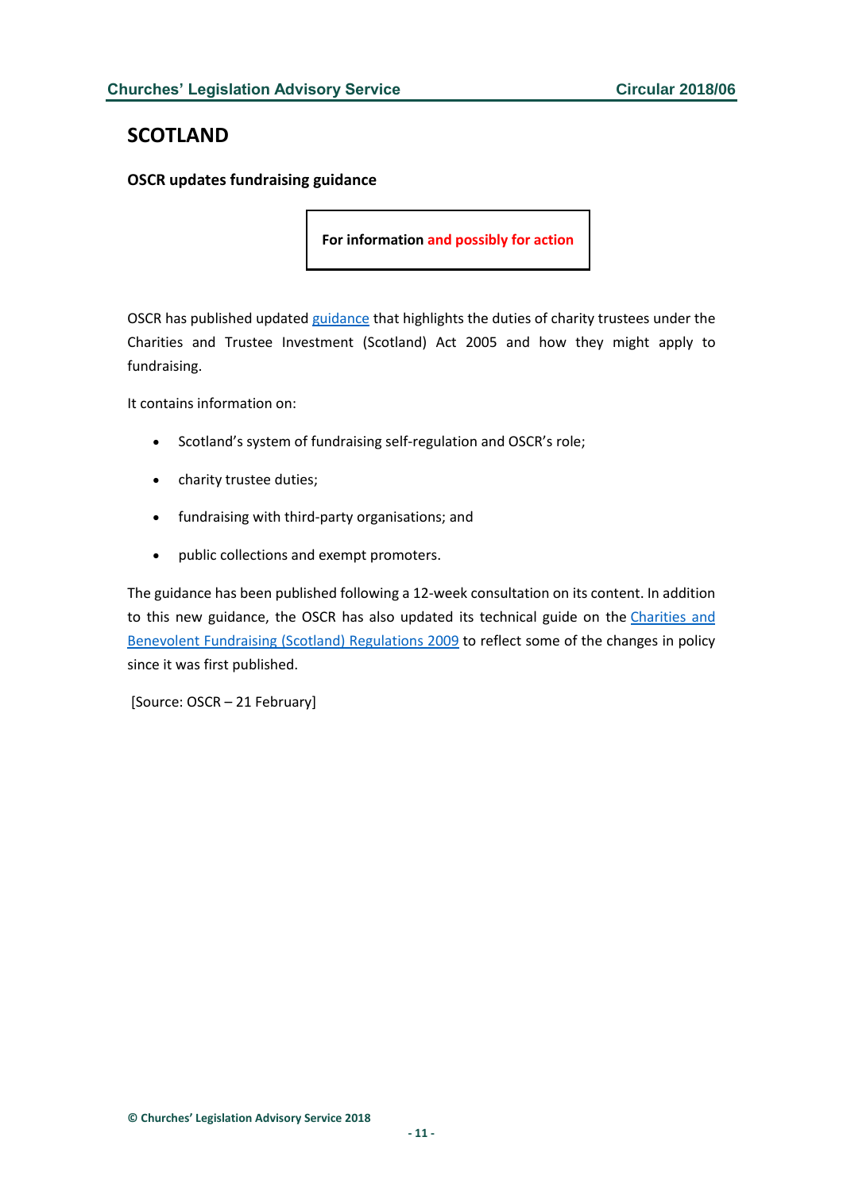## SCOTLAND

### OSCR updates fundraising guidance

**For information and possibly for action**

OSCR has published updated guidance that highlights the duties of charity trustees under the Charities and Trustee Investment (Scotland) Act 2005 and how they might apply to fundraising.

It contains information on:

- Scotland's system of fundraising self-regulation and OSCR's role;
- charity trustee duties;
- fundraising with third-party organisations; and
- public collections and exempt promoters.

The guidance has been published following a 12-week consultation on its content. In addition to this new guidance, the OSCR has also updated its technical guide on the Charities and Benevolent Fundraising (Scotland) Regulations 2009 to reflect some of the changes in policy since it was first published.

[Source: OSCR – 21 February]

© Churches' Legislation Advisory Service 2018